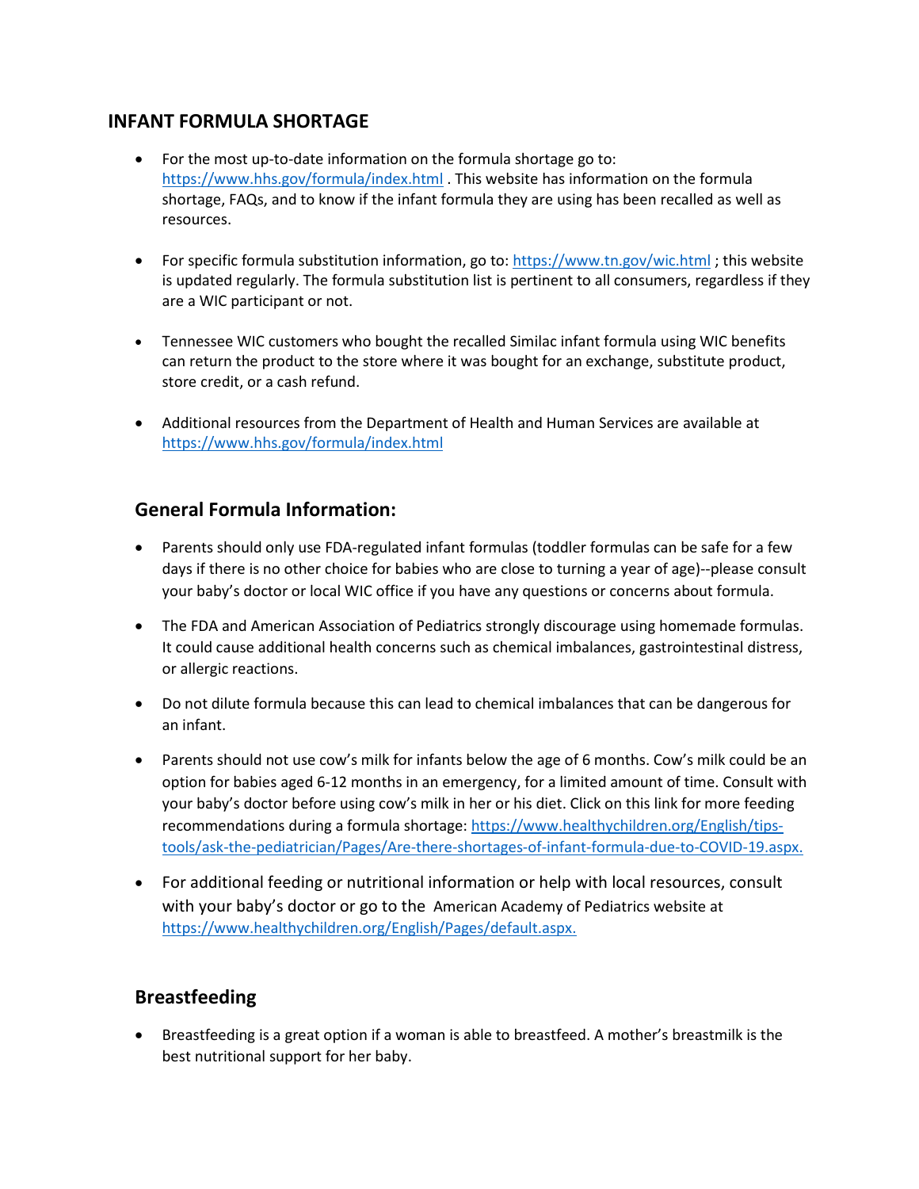## INFANT FORMULA SHORTAGE

- For the most up-to-date information on the formula shortage go to: https://www.hhs.gov/formula/index.html . This website has information on the formula shortage, FAQs, and to know if the infant formula they are using has been recalled as well as resources.

- For specific formula substitution information, go to: https://www.tn.gov/wic.html ; this website is updated regularly. The formula substitution list is pertinent to all consumers, regardless if they are a WIC participant or not.

- Tennessee WIC customers who bought the recalled Similac infant formula using WIC benefits can return the product to the store where it was bought for an exchange, substitute product, store credit, or a cash refund.

- Additional resources from the Department of Health and Human Services are available at https://www.hhs.gov/formula/index.html

### General Formula Information:

- Parents should only use FDA-regulated infant formulas (toddler formulas can be safe for a few days if there is no other choice for babies who are close to turning a year of age)--please consult your baby's doctor or local WIC office if you have any questions or concerns about formula.

- The FDA and American Association of Pediatrics strongly discourage using homemade formulas. It could cause additional health concerns such as chemical imbalances, gastrointestinal distress, or allergic reactions.

- Do not dilute formula because this can lead to chemical imbalances that can be dangerous for an infant.

- Parents should not use cow's milk for infants below the age of 6 months. Cow's milk could be an option for babies aged 6-12 months in an emergency, for a limited amount of time. Consult with your baby's doctor before using cow's milk in her or his diet. Click on this link for more feeding recommendations during a formula shortage: https://www.healthychildren.org/English/tips-tools/ask-the-pediatrician/Pages/Are-there-shortages-of-infant-formula-due-to-COVID-19.aspx.

- For additional feeding or nutritional information or help with local resources, consult with your baby's doctor or go to the American Academy of Pediatrics website at https://www.healthychildren.org/English/Pages/default.aspx.

### Breastfeeding

- Breastfeeding is a great option if a woman is able to breastfeed. A mother's breastmilk is the best nutritional support for her baby.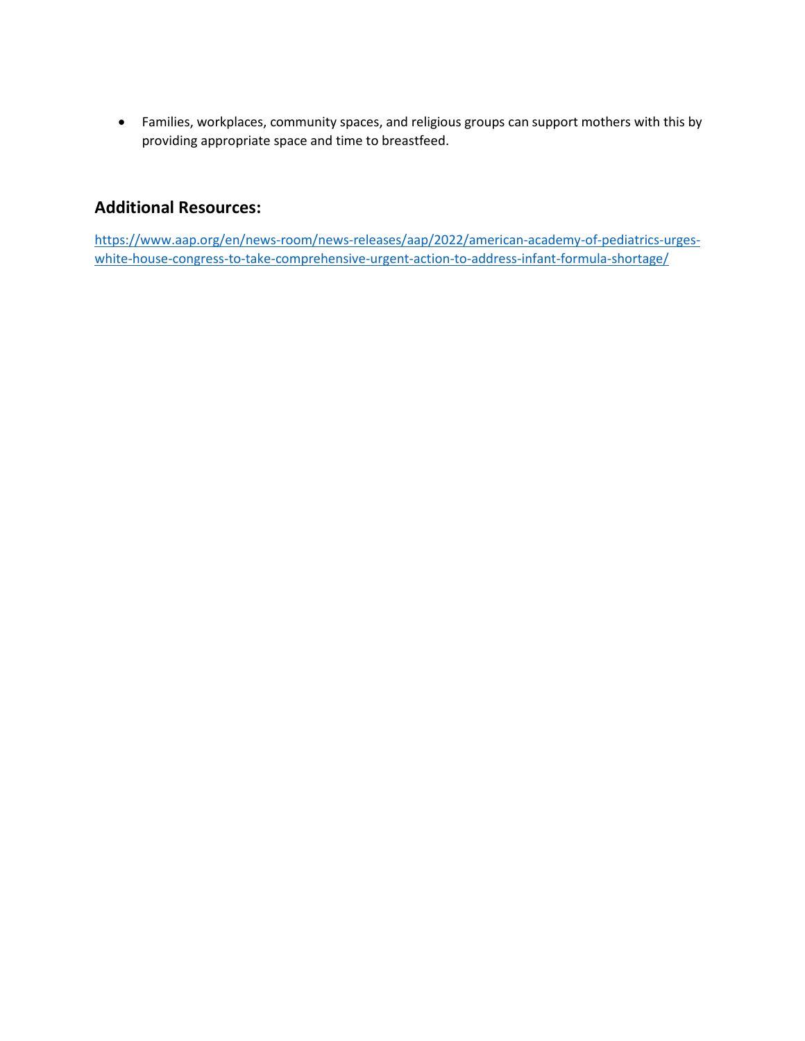- Families, workplaces, community spaces, and religious groups can support mothers with this by providing appropriate space and time to breastfeed.

## Additional Resources:

https://www.aap.org/en/news-room/news-releases/aap/2022/american-academy-of-pediatrics-urges-white-house-congress-to-take-comprehensive-urgent-action-to-address-infant-formula-shortage/